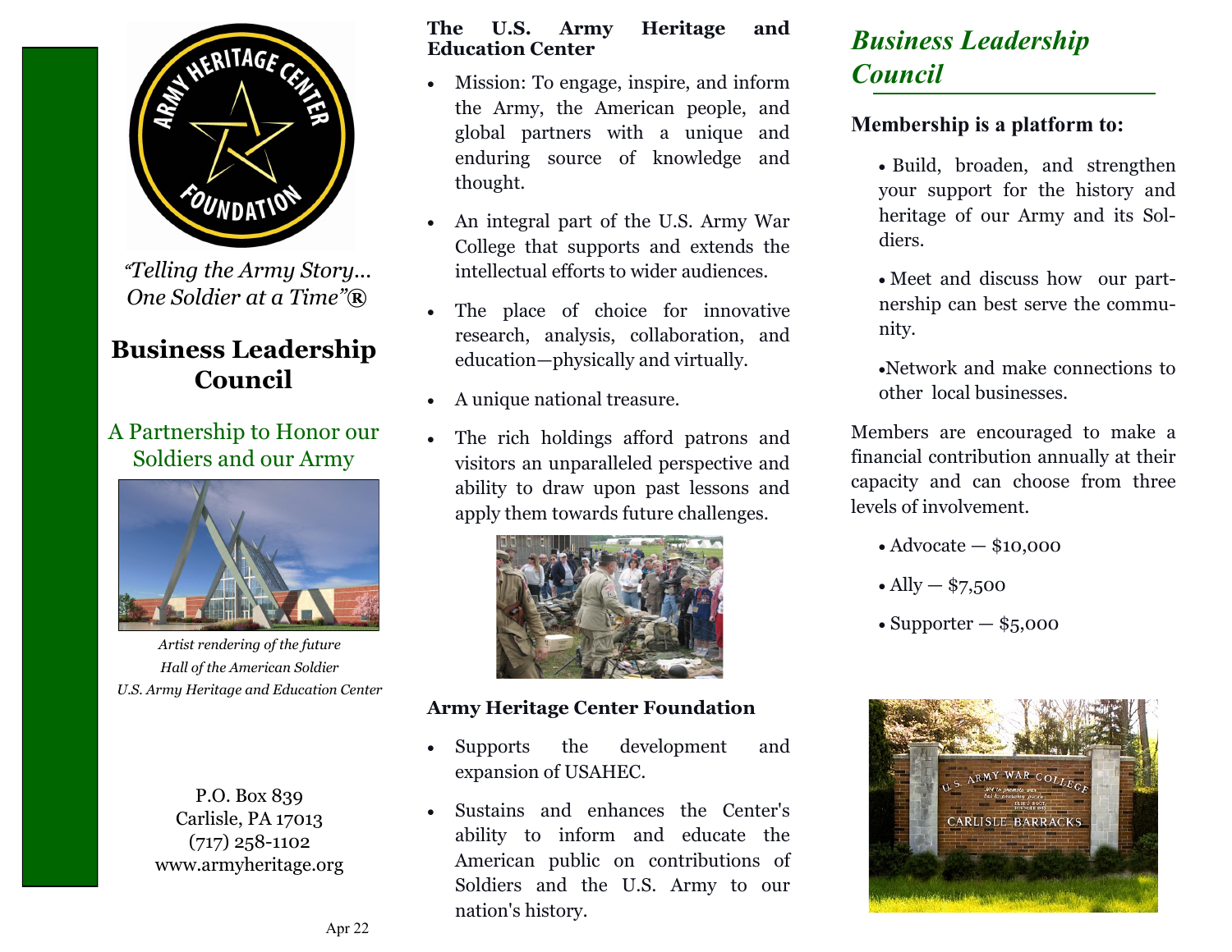*"Telling the Army Story… One Soldier at a Time"®*

# Business Leadership Council

## A Partnership to Honor our Soldiers and our Army

*Artist rendering of the future Hall of the American Soldier U.S. Army Heritage and Education Center*

P.O. Box 839
Carlisle, PA 17013
(717) 258-1102
www.armyheritage.org

Apr 22

### The U.S. Army Heritage and Education Center

- Mission: To engage, inspire, and inform the Army, the American people, and global partners with a unique and enduring source of knowledge and thought.
- An integral part of the U.S. Army War College that supports and extends the intellectual efforts to wider audiences.
- The place of choice for innovative research, analysis, collaboration, and education—physically and virtually.
- A unique national treasure.
- The rich holdings afford patrons and visitors an unparalleled perspective and ability to draw upon past lessons and apply them towards future challenges.

### Army Heritage Center Foundation

- Supports the development and expansion of USAHEC.
- Sustains and enhances the Center's ability to inform and educate the American public on contributions of Soldiers and the U.S. Army to our nation's history.

## *Business Leadership Council*

**Membership is a platform to:**

- Build, broaden, and strengthen your support for the history and heritage of our Army and its Soldiers.
- Meet and discuss how our partnership can best serve the community.
- Network and make connections to other local businesses.

Members are encouraged to make a financial contribution annually at their capacity and can choose from three levels of involvement.

- Advocate — $10,000
- Ally — $7,500
- Supporter — $5,000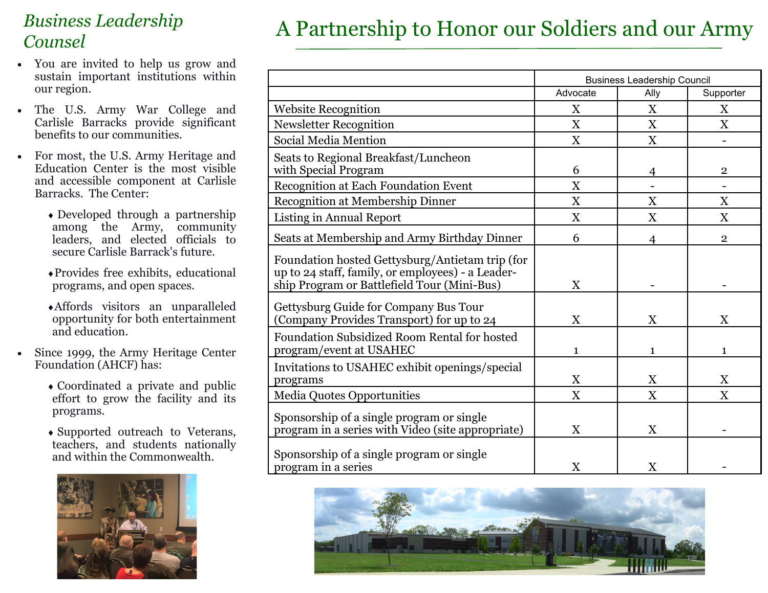## *Business Leadership Counsel*

- You are invited to help us grow and sustain important institutions within our region.
- The U.S. Army War College and Carlisle Barracks provide significant benefits to our communities.
- For most, the U.S. Army Heritage and Education Center is the most visible and accessible component at Carlisle Barracks. The Center:
  - Developed through a partnership among the Army, community leaders, and elected officials to secure Carlisle Barrack's future.
  - Provides free exhibits, educational programs, and open spaces.
  - Affords visitors an unparalleled opportunity for both entertainment and education.
- Since 1999, the Army Heritage Center Foundation (AHCF) has:
  - Coordinated a private and public effort to grow the facility and its programs.
  - Supported outreach to Veterans, teachers, and students nationally and within the Commonwealth.

# A Partnership to Honor our Soldiers and our Army

| | Business Leadership Council | | |
|---|---|---|---|
| | Advocate | Ally | Supporter |
| Website Recognition | X | X | X |
| Newsletter Recognition | X | X | X |
| Social Media Mention | X | X | - |
| Seats to Regional Breakfast/Luncheon with Special Program | 6 | 4 | 2 |
| Recognition at Each Foundation Event | X | - | - |
| Recognition at Membership Dinner | X | X | X |
| Listing in Annual Report | X | X | X |
| Seats at Membership and Army Birthday Dinner | 6 | 4 | 2 |
| Foundation hosted Gettysburg/Antietam trip (for up to 24 staff, family, or employees) - a Leadership Program or Battlefield Tour (Mini-Bus) | X | - | - |
| Gettysburg Guide for Company Bus Tour (Company Provides Transport) for up to 24 | X | X | X |
| Foundation Subsidized Room Rental for hosted program/event at USAHEC | 1 | 1 | 1 |
| Invitations to USAHEC exhibit openings/special programs | X | X | X |
| Media Quotes Opportunities | X | X | X |
| Sponsorship of a single program or single program in a series with Video (site appropriate) | X | X | - |
| Sponsorship of a single program or single program in a series | X | X | - |